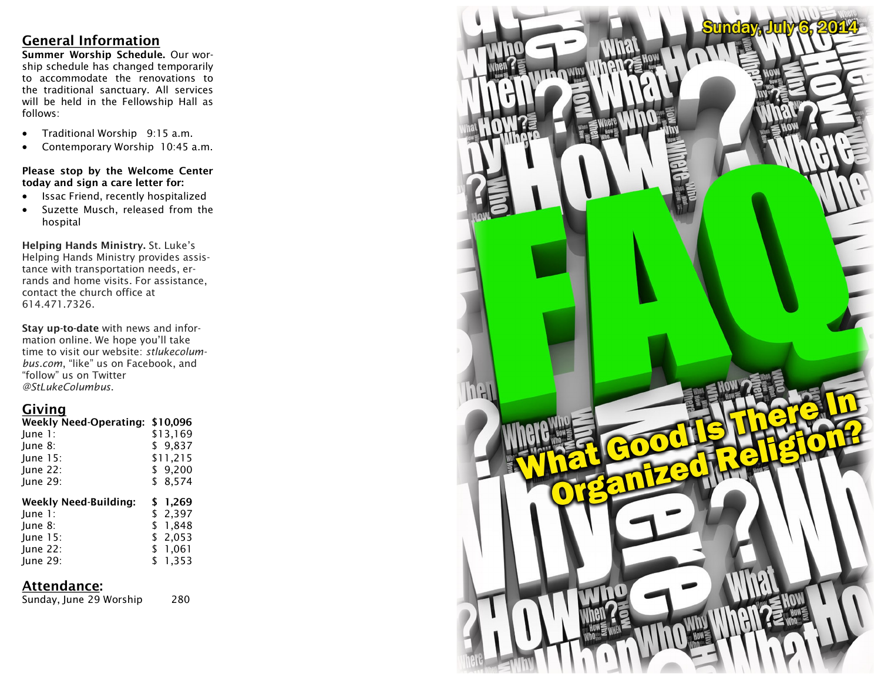## General Information

**Summer Worship Schedule.** Our worship schedule has changed temporarily to accommodate the renovations to the traditional sanctuary. All services will be held in the Fellowship Hall as follows:

- Traditional Worship 9:15 a.m.
- Contemporary Worship 10:45 a.m.

**Please stop by the Welcome Center today and sign a care letter for:**

- Issac Friend, recently hospitalized
- Suzette Musch, released from the hospital

**Helping Hands Ministry.** St. Luke's Helping Hands Ministry provides assistance with transportation needs, errands and home visits. For assistance, contact the church office at 614.471.7326.

**Stay up-to-date** with news and information online. We hope you'll take time to visit our website: *stlukecolumbus.com*, "like" us on Facebook, and "follow" us on Twitter *@StLukeColumbus*.

## Giving

| **Weekly Need-Operating:** | **$10,096** |
|---|---|
| June 1: | $13,169 |
| June 8: | $ 9,837 |
| June 15: | $11,215 |
| June 22: | $ 9,200 |
| June 29: | $ 8,574 |

| **Weekly Need-Building:** | **$ 1,269** |
|---|---|
| June 1: | $ 2,397 |
| June 8: | $ 1,848 |
| June 15: | $ 2,053 |
| June 22: | $ 1,061 |
| June 29: | $ 1,353 |

## Attendance:

Sunday, June 29 Worship 280

Sunday, July 6, 2014

# FAQ

## What Good Is There In Organized Religion?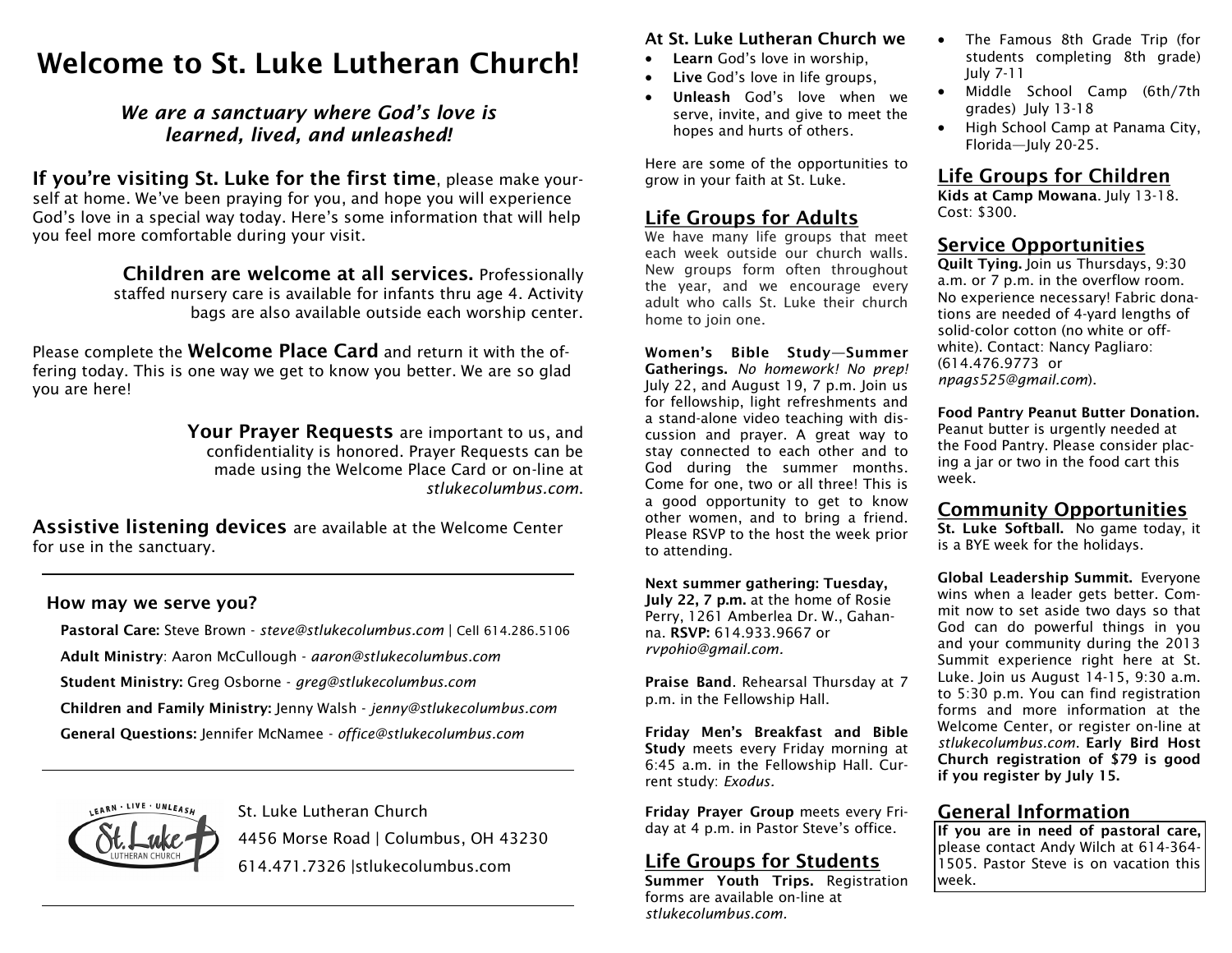# Welcome to St. Luke Lutheran Church!

***We are a sanctuary where God's love is learned, lived, and unleashed!***

**If you're visiting St. Luke for the first time**, please make yourself at home. We've been praying for you, and hope you will experience God's love in a special way today. Here's some information that will help you feel more comfortable during your visit.

**Children are welcome at all services.** Professionally staffed nursery care is available for infants thru age 4. Activity bags are also available outside each worship center.

Please complete the **Welcome Place Card** and return it with the offering today. This is one way we get to know you better. We are so glad you are here!

**Your Prayer Requests** are important to us, and confidentiality is honored. Prayer Requests can be made using the Welcome Place Card or on-line at *stlukecolumbus.com*.

**Assistive listening devices** are available at the Welcome Center for use in the sanctuary.

---

**How may we serve you?**

**Pastoral Care:** Steve Brown - *steve@stlukecolumbus.com* | Cell 614.286.5106

**Adult Ministry**: Aaron McCullough - *aaron@stlukecolumbus.com*

**Student Ministry:** Greg Osborne - *greg@stlukecolumbus.com*

**Children and Family Ministry:** Jenny Walsh - *jenny@stlukecolumbus.com*

**General Questions:** Jennifer McNamee - *office@stlukecolumbus.com*

---

St. Luke Lutheran Church
4456 Morse Road | Columbus, OH 43230
614.471.7326 |stlukecolumbus.com

---

**At St. Luke Lutheran Church we**

- **Learn** God's love in worship,
- **Live** God's love in life groups,
- **Unleash** God's love when we serve, invite, and give to meet the hopes and hurts of others.

Here are some of the opportunities to grow in your faith at St. Luke.

## Life Groups for Adults

We have many life groups that meet each week outside our church walls. New groups form often throughout the year, and we encourage every adult who calls St. Luke their church home to join one.

**Women's Bible Study—Summer Gatherings.** *No homework! No prep!* July 22, and August 19, 7 p.m. Join us for fellowship, light refreshments and a stand-alone video teaching with discussion and prayer. A great way to stay connected to each other and to God during the summer months. Come for one, two or all three! This is a good opportunity to get to know other women, and to bring a friend. Please RSVP to the host the week prior to attending.

**Next summer gathering: Tuesday, July 22, 7 p.m.** at the home of Rosie Perry, 1261 Amberlea Dr. W., Gahanna. **RSVP:** 614.933.9667 or *rvpohio@gmail.com.*

**Praise Band**. Rehearsal Thursday at 7 p.m. in the Fellowship Hall.

**Friday Men's Breakfast and Bible Study** meets every Friday morning at 6:45 a.m. in the Fellowship Hall. Current study: *Exodus.*

**Friday Prayer Group** meets every Friday at 4 p.m. in Pastor Steve's office.

## Life Groups for Students

**Summer Youth Trips.** Registration forms are available on-line at *stlukecolumbus.com.*

- The Famous 8th Grade Trip (for students completing 8th grade) July 7-11
- Middle School Camp (6th/7th grades) July 13-18
- High School Camp at Panama City, Florida—July 20-25.

## Life Groups for Children

**Kids at Camp Mowana**. July 13-18. Cost: $300.

## Service Opportunities

**Quilt Tying.** Join us Thursdays, 9:30 a.m. or 7 p.m. in the overflow room. No experience necessary! Fabric donations are needed of 4-yard lengths of solid-color cotton (no white or off-white). Contact: Nancy Pagliaro: (614.476.9773 or *npags525@gmail.com*).

**Food Pantry Peanut Butter Donation.** Peanut butter is urgently needed at the Food Pantry. Please consider placing a jar or two in the food cart this week.

## Community Opportunities

**St. Luke Softball.** No game today, it is a BYE week for the holidays.

**Global Leadership Summit.** Everyone wins when a leader gets better. Commit now to set aside two days so that God can do powerful things in you and your community during the 2013 Summit experience right here at St. Luke. Join us August 14-15, 9:30 a.m. to 5:30 p.m. You can find registration forms and more information at the Welcome Center, or register on-line at *stlukecolumbus.com*. **Early Bird Host Church registration of $79 is good if you register by July 15.**

## General Information

**If you are in need of pastoral care,** please contact Andy Wilch at 614-364-1505. Pastor Steve is on vacation this week.